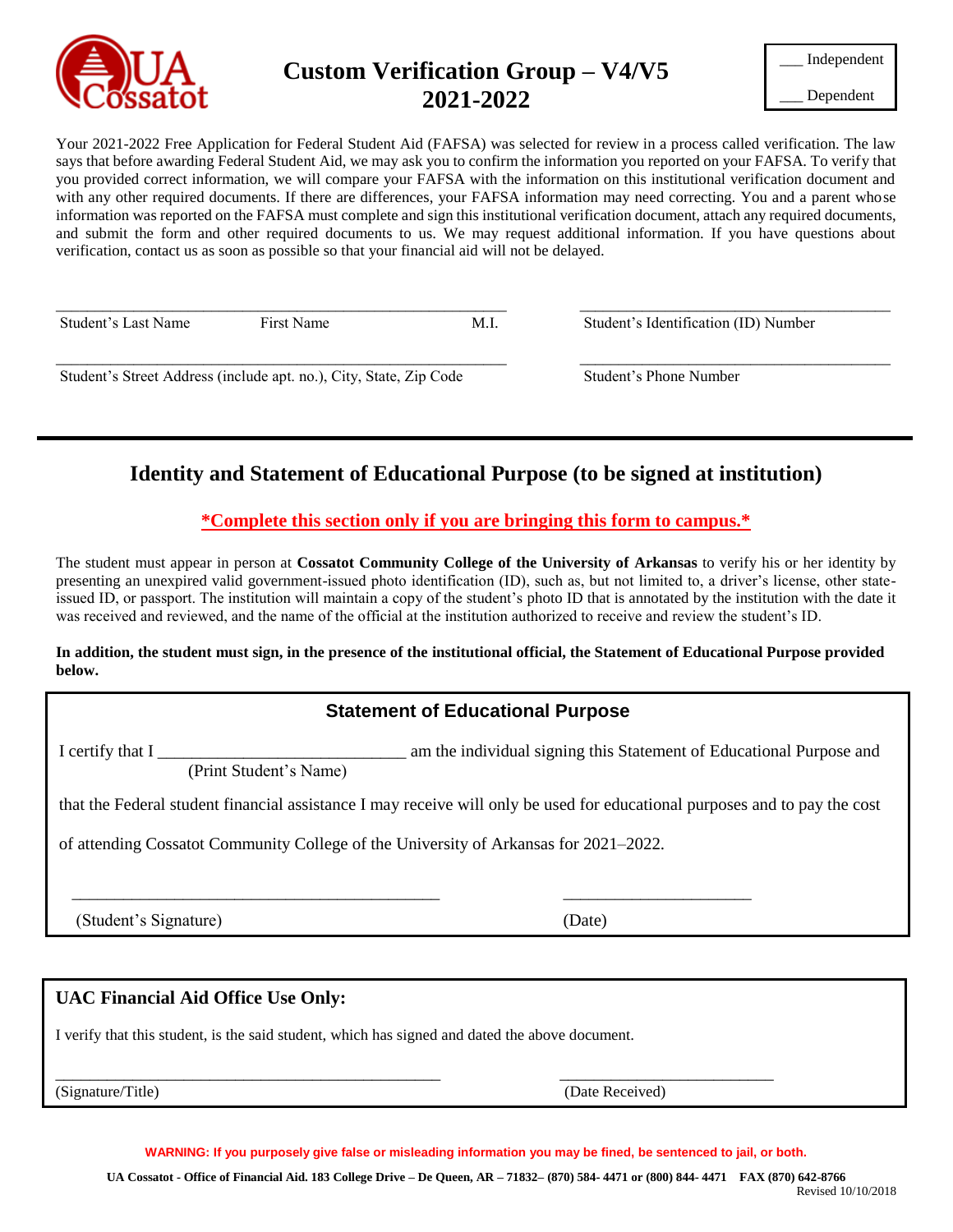# Custom Verification Group – V4/V5
# 2021-2022

___ Independent

___ Dependent

Your 2021-2022 Free Application for Federal Student Aid (FAFSA) was selected for review in a process called verification. The law says that before awarding Federal Student Aid, we may ask you to confirm the information you reported on your FAFSA. To verify that you provided correct information, we will compare your FAFSA with the information on this institutional verification document and with any other required documents. If there are differences, your FAFSA information may need correcting. You and a parent whose information was reported on the FAFSA must complete and sign this institutional verification document, attach any required documents, and submit the form and other required documents to us. We may request additional information. If you have questions about verification, contact us as soon as possible so that your financial aid will not be delayed.

_______________________________________________ &nbsp;&nbsp;&nbsp; _______________________________

Student's Last Name &nbsp;&nbsp;&nbsp; First Name &nbsp;&nbsp;&nbsp; M.I. &nbsp;&nbsp;&nbsp; Student's Identification (ID) Number

_______________________________________________ &nbsp;&nbsp;&nbsp; _______________________________

Student's Street Address (include apt. no.), City, State, Zip Code &nbsp;&nbsp;&nbsp; Student's Phone Number

---

## Identity and Statement of Educational Purpose (to be signed at institution)

**\*Complete this section only if you are bringing this form to campus.\***

The student must appear in person at **Cossatot Community College of the University of Arkansas** to verify his or her identity by presenting an unexpired valid government-issued photo identification (ID), such as, but not limited to, a driver's license, other state-issued ID, or passport. The institution will maintain a copy of the student's photo ID that is annotated by the institution with the date it was received and reviewed, and the name of the official at the institution authorized to receive and review the student's ID.

**In addition, the student must sign, in the presence of the institutional official, the Statement of Educational Purpose provided below.**

### Statement of Educational Purpose

I certify that I ____________________________ am the individual signing this Statement of Educational Purpose and
(Print Student's Name)

that the Federal student financial assistance I may receive will only be used for educational purposes and to pay the cost of attending Cossatot Community College of the University of Arkansas for 2021–2022.

_________________________________________ &nbsp;&nbsp;&nbsp; _____________________

(Student's Signature) &nbsp;&nbsp;&nbsp; (Date)

### UAC Financial Aid Office Use Only:

I verify that this student, is the said student, which has signed and dated the above document.

_________________________________________ &nbsp;&nbsp;&nbsp; _____________________

(Signature/Title) &nbsp;&nbsp;&nbsp; (Date Received)

**WARNING: If you purposely give false or misleading information you may be fined, be sentenced to jail, or both.**

**UA Cossatot - Office of Financial Aid. 183 College Drive – De Queen, AR – 71832– (870) 584- 4471 or (800) 844- 4471 FAX (870) 642-8766**

Revised 10/10/2018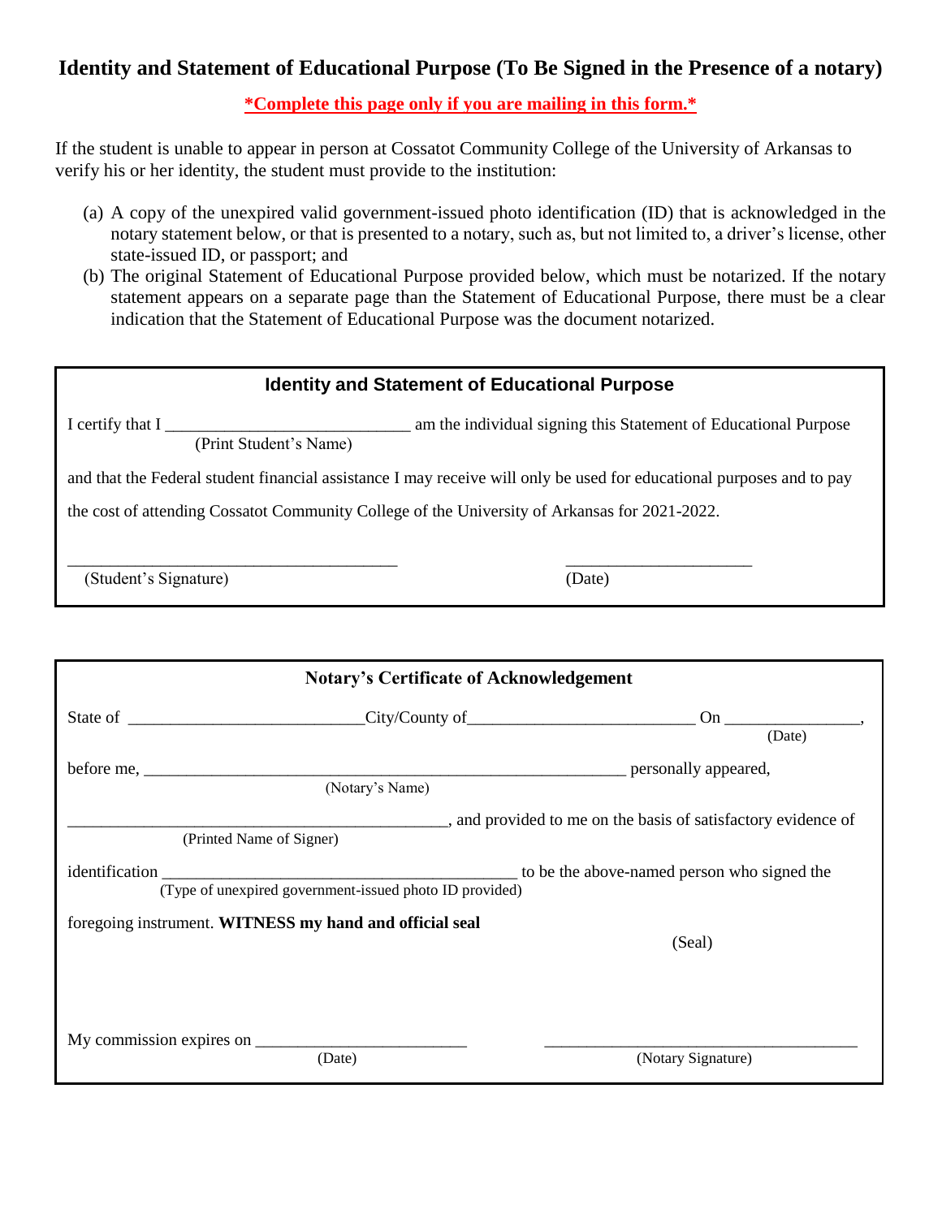# Identity and Statement of Educational Purpose (To Be Signed in the Presence of a notary)

**\*Complete this page only if you are mailing in this form.\***

If the student is unable to appear in person at Cossatot Community College of the University of Arkansas to verify his or her identity, the student must provide to the institution:

(a) A copy of the unexpired valid government-issued photo identification (ID) that is acknowledged in the notary statement below, or that is presented to a notary, such as, but not limited to, a driver's license, other state-issued ID, or passport; and

(b) The original Statement of Educational Purpose provided below, which must be notarized. If the notary statement appears on a separate page than the Statement of Educational Purpose, there must be a clear indication that the Statement of Educational Purpose was the document notarized.

## Identity and Statement of Educational Purpose

I certify that I ____________________________ am the individual signing this Statement of Educational Purpose
(Print Student's Name)

and that the Federal student financial assistance I may receive will only be used for educational purposes and to pay the cost of attending Cossatot Community College of the University of Arkansas for 2021-2022.

______________________________________ (Student's Signature)          ______________________ (Date)

## Notary's Certificate of Acknowledgement

State of ___________________________City/County of__________________________ On _______________,
(Date)

before me, ____________________________________________________________ personally appeared,
(Notary's Name)

_____________________________________________, and provided to me on the basis of satisfactory evidence of
(Printed Name of Signer)

identification __________________________________________ to be the above-named person who signed the
(Type of unexpired government-issued photo ID provided)

foregoing instrument. **WITNESS my hand and official seal**

(Seal)

My commission expires on _________________________          _____________________________________
(Date)          (Notary Signature)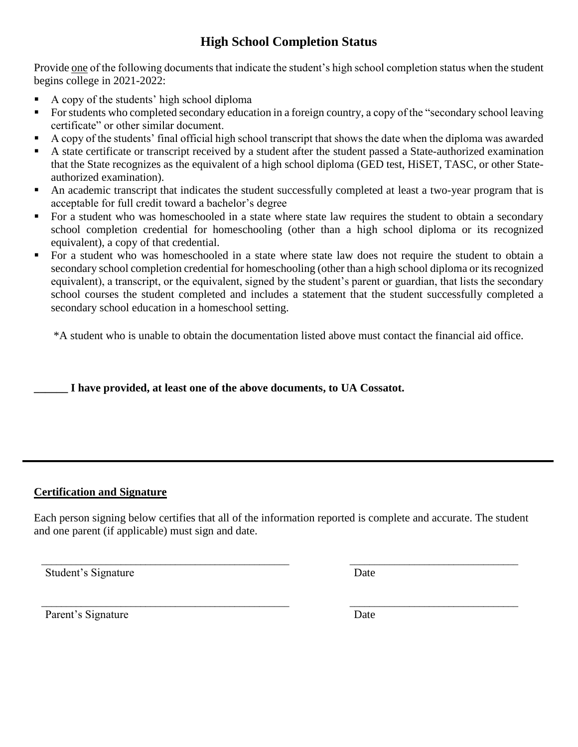# High School Completion Status

Provide one of the following documents that indicate the student's high school completion status when the student begins college in 2021-2022:

- A copy of the students' high school diploma
- For students who completed secondary education in a foreign country, a copy of the "secondary school leaving certificate" or other similar document.
- A copy of the students' final official high school transcript that shows the date when the diploma was awarded
- A state certificate or transcript received by a student after the student passed a State-authorized examination that the State recognizes as the equivalent of a high school diploma (GED test, HiSET, TASC, or other State-authorized examination).
- An academic transcript that indicates the student successfully completed at least a two-year program that is acceptable for full credit toward a bachelor's degree
- For a student who was homeschooled in a state where state law requires the student to obtain a secondary school completion credential for homeschooling (other than a high school diploma or its recognized equivalent), a copy of that credential.
- For a student who was homeschooled in a state where state law does not require the student to obtain a secondary school completion credential for homeschooling (other than a high school diploma or its recognized equivalent), a transcript, or the equivalent, signed by the student's parent or guardian, that lists the secondary school courses the student completed and includes a statement that the student successfully completed a secondary school education in a homeschool setting.

*A student who is unable to obtain the documentation listed above must contact the financial aid office.

**______ I have provided, at least one of the above documents, to UA Cossatot.**

---

## Certification and Signature

Each person signing below certifies that all of the information reported is complete and accurate. The student and one parent (if applicable) must sign and date.

______________________________________________ ______________________________

Student's Signature Date

______________________________________________ ______________________________

Parent's Signature Date